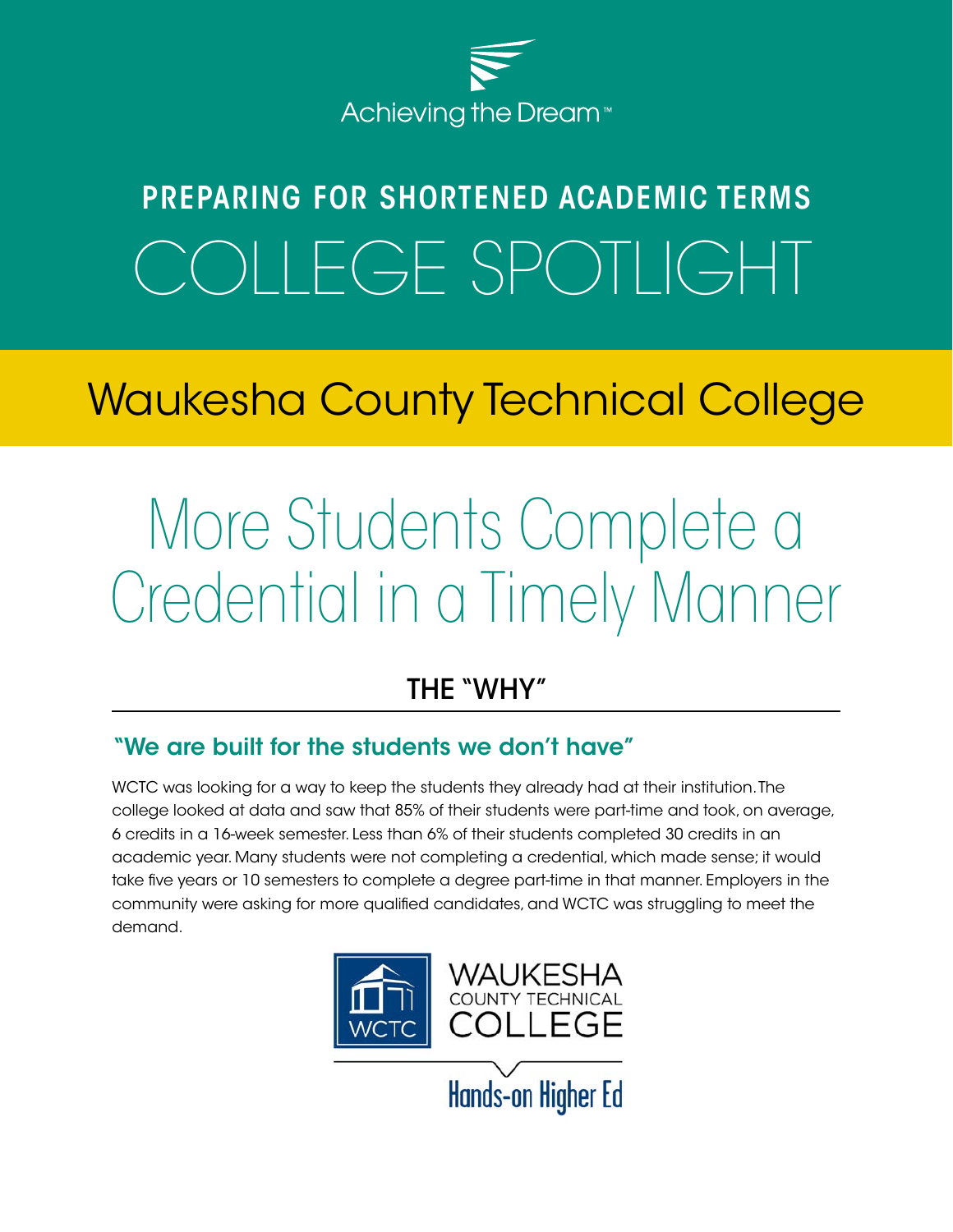Achieving the Dream™

# PREPARING FOR SHORTENED ACADEMIC TERMS

# COLLEGE SPOTLIGHT

## Waukesha County Technical College

# More Students Complete a Credential in a Timely Manner

## THE "WHY"

### "We are built for the students we don't have"

WCTC was looking for a way to keep the students they already had at their institution. The college looked at data and saw that 85% of their students were part-time and took, on average, 6 credits in a 16-week semester. Less than 6% of their students completed 30 credits in an academic year. Many students were not completing a credential, which made sense; it would take five years or 10 semesters to complete a degree part-time in that manner. Employers in the community were asking for more qualified candidates, and WCTC was struggling to meet the demand.

WCTC WAUKESHA COUNTY TECHNICAL COLLEGE

Hands-on Higher Ed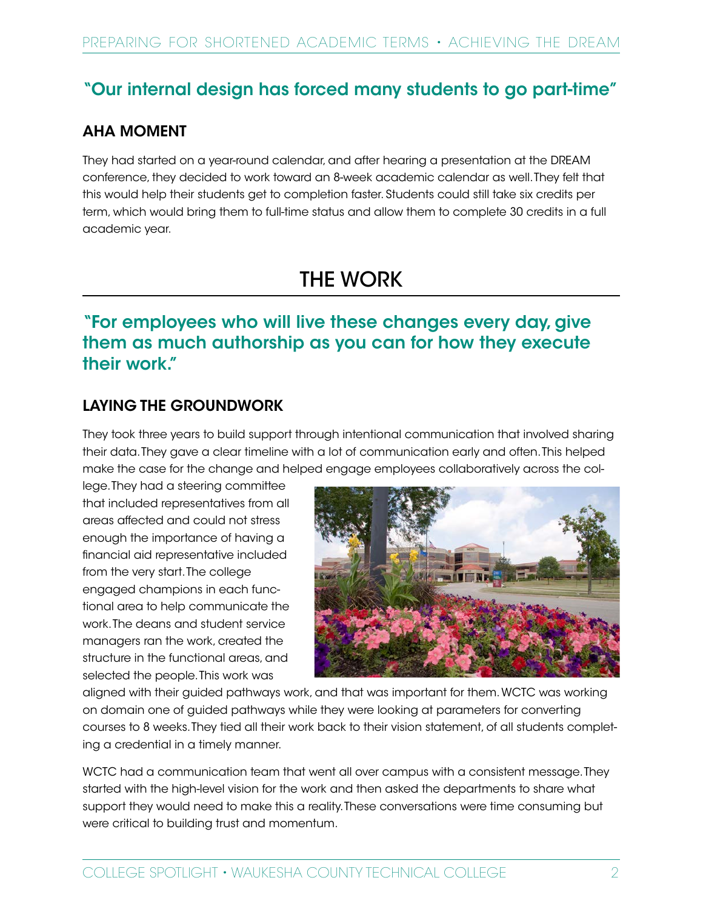## "Our internal design has forced many students to go part-time"

### AHA MOMENT

They had started on a year-round calendar, and after hearing a presentation at the DREAM conference, they decided to work toward an 8-week academic calendar as well. They felt that this would help their students get to completion faster. Students could still take six credits per term, which would bring them to full-time status and allow them to complete 30 credits in a full academic year.

# THE WORK

## "For employees who will live these changes every day, give them as much authorship as you can for how they execute their work."

### LAYING THE GROUNDWORK

They took three years to build support through intentional communication that involved sharing their data. They gave a clear timeline with a lot of communication early and often. This helped make the case for the change and helped engage employees collaboratively across the college. They had a steering committee that included representatives from all areas affected and could not stress enough the importance of having a financial aid representative included from the very start. The college engaged champions in each functional area to help communicate the work. The deans and student service managers ran the work, created the structure in the functional areas, and selected the people. This work was aligned with their guided pathways work, and that was important for them. WCTC was working on domain one of guided pathways while they were looking at parameters for converting courses to 8 weeks. They tied all their work back to their vision statement, of all students completing a credential in a timely manner.

WCTC had a communication team that went all over campus with a consistent message. They started with the high-level vision for the work and then asked the departments to share what support they would need to make this a reality. These conversations were time consuming but were critical to building trust and momentum.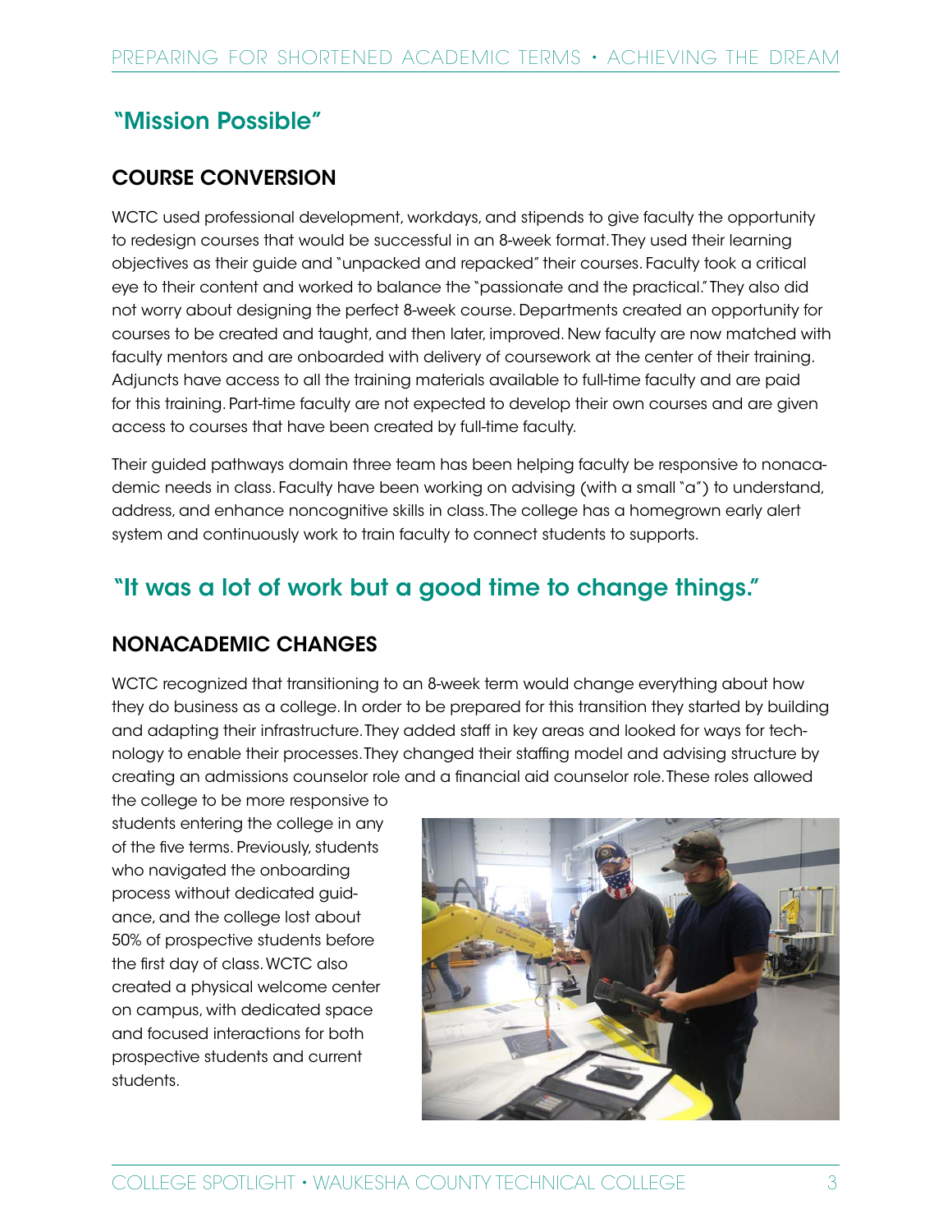## "Mission Possible"

### COURSE CONVERSION

WCTC used professional development, workdays, and stipends to give faculty the opportunity to redesign courses that would be successful in an 8-week format. They used their learning objectives as their guide and "unpacked and repacked" their courses. Faculty took a critical eye to their content and worked to balance the "passionate and the practical." They also did not worry about designing the perfect 8-week course. Departments created an opportunity for courses to be created and taught, and then later, improved. New faculty are now matched with faculty mentors and are onboarded with delivery of coursework at the center of their training. Adjuncts have access to all the training materials available to full-time faculty and are paid for this training. Part-time faculty are not expected to develop their own courses and are given access to courses that have been created by full-time faculty.

Their guided pathways domain three team has been helping faculty be responsive to nonacademic needs in class. Faculty have been working on advising (with a small "a") to understand, address, and enhance noncognitive skills in class. The college has a homegrown early alert system and continuously work to train faculty to connect students to supports.

## "It was a lot of work but a good time to change things."

### NONACADEMIC CHANGES

WCTC recognized that transitioning to an 8-week term would change everything about how they do business as a college. In order to be prepared for this transition they started by building and adapting their infrastructure. They added staff in key areas and looked for ways for technology to enable their processes. They changed their staffing model and advising structure by creating an admissions counselor role and a financial aid counselor role. These roles allowed the college to be more responsive to students entering the college in any of the five terms. Previously, students who navigated the onboarding process without dedicated guidance, and the college lost about 50% of prospective students before the first day of class. WCTC also created a physical welcome center on campus, with dedicated space and focused interactions for both prospective students and current students.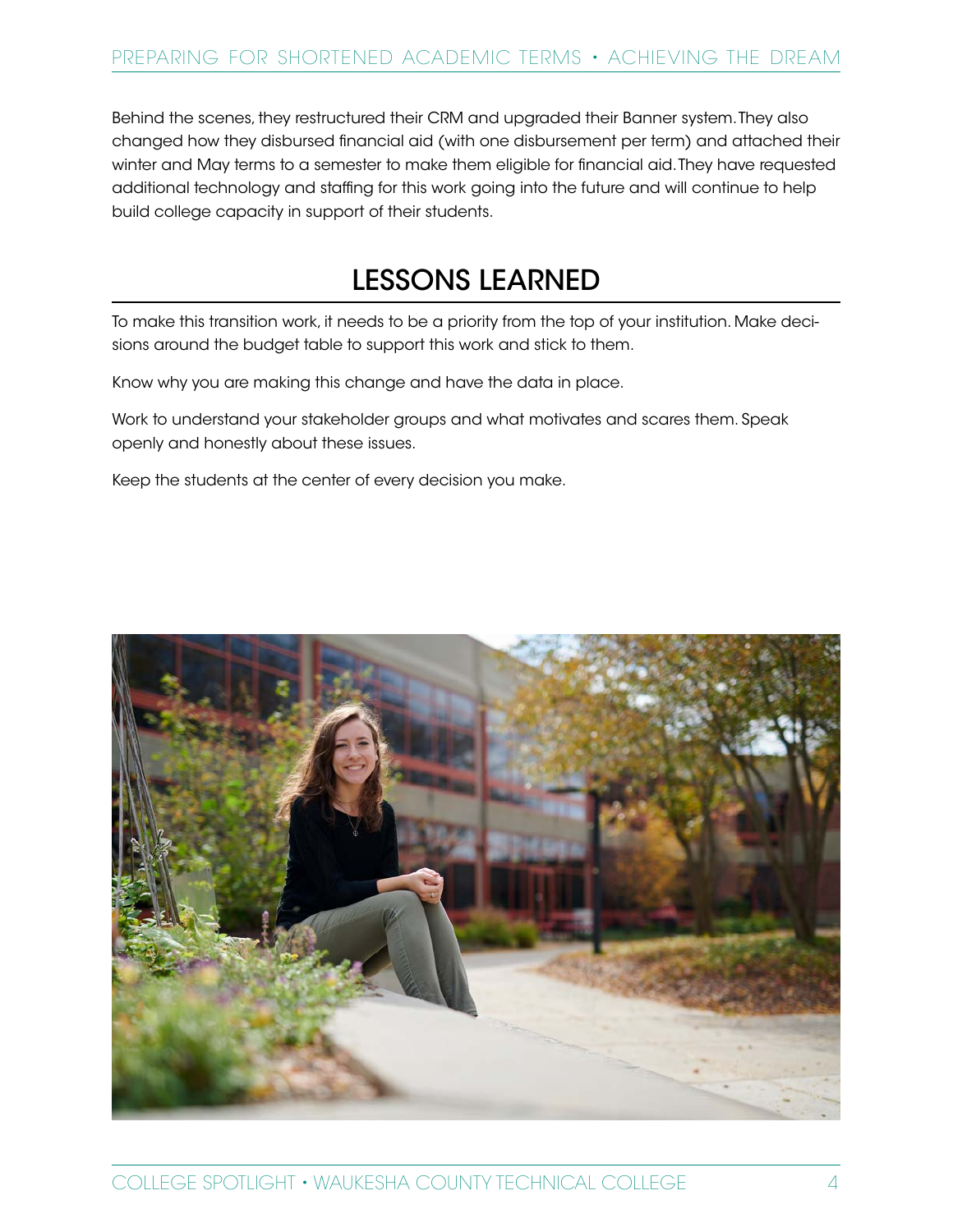Behind the scenes, they restructured their CRM and upgraded their Banner system. They also changed how they disbursed financial aid (with one disbursement per term) and attached their winter and May terms to a semester to make them eligible for financial aid. They have requested additional technology and staffing for this work going into the future and will continue to help build college capacity in support of their students.

## LESSONS LEARNED

To make this transition work, it needs to be a priority from the top of your institution. Make decisions around the budget table to support this work and stick to them.

Know why you are making this change and have the data in place.

Work to understand your stakeholder groups and what motivates and scares them. Speak openly and honestly about these issues.

Keep the students at the center of every decision you make.